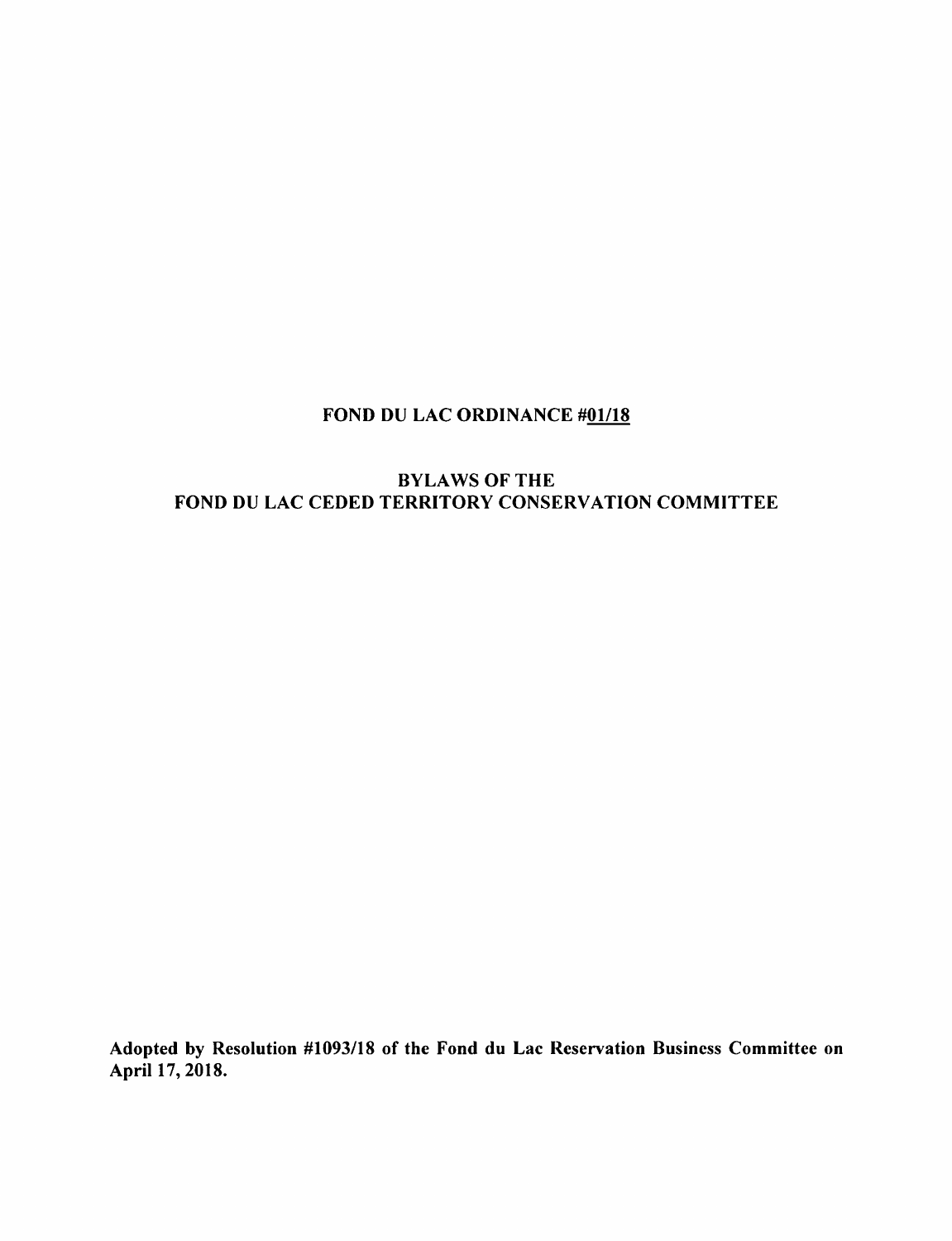# FOND DU LAC ORDINANCE #01/18

## BYLAWS OF THE FOND DU LAC CEDED TERRITORY CONSERVATION COMMITTEE

**Adopted by Resolution #1093/18 of the Fond du Lac Reservation Business Committee on April 17, 2018.**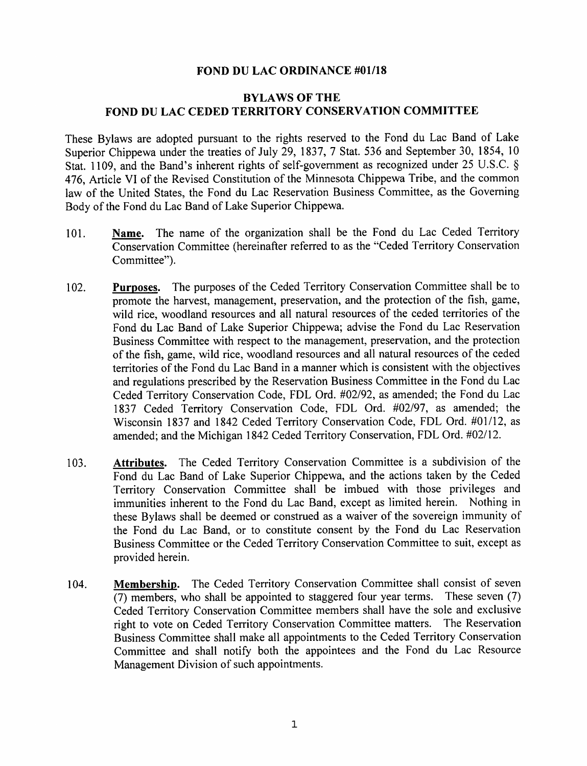# FOND DU LAC ORDINANCE #01/18

## BYLAWS OF THE FOND DU LAC CEDED TERRITORY CONSERVATION COMMITTEE

These Bylaws are adopted pursuant to the rights reserved to the Fond du Lac Band of Lake Superior Chippewa under the treaties of July 29, 1837, 7 Stat. 536 and September 30, 1854, 10 Stat. 1109, and the Band's inherent rights of self-government as recognized under 25 U.S.C. § 476, Article VI of the Revised Constitution of the Minnesota Chippewa Tribe, and the common law of the United States, the Fond du Lac Reservation Business Committee, as the Governing Body of the Fond du Lac Band of Lake Superior Chippewa.

101. **Name.** The name of the organization shall be the Fond du Lac Ceded Territory Conservation Committee (hereinafter referred to as the "Ceded Territory Conservation Committee").

102. **Purposes.** The purposes of the Ceded Territory Conservation Committee shall be to promote the harvest, management, preservation, and the protection of the fish, game, wild rice, woodland resources and all natural resources of the ceded territories of the Fond du Lac Band of Lake Superior Chippewa; advise the Fond du Lac Reservation Business Committee with respect to the management, preservation, and the protection of the fish, game, wild rice, woodland resources and all natural resources of the ceded territories of the Fond du Lac Band in a manner which is consistent with the objectives and regulations prescribed by the Reservation Business Committee in the Fond du Lac Ceded Territory Conservation Code, FDL Ord. #02/92, as amended; the Fond du Lac 1837 Ceded Territory Conservation Code, FDL Ord. #02/97, as amended; the Wisconsin 1837 and 1842 Ceded Territory Conservation Code, FDL Ord. #01/12, as amended; and the Michigan 1842 Ceded Territory Conservation, FDL Ord. #02/12.

103. **Attributes.** The Ceded Territory Conservation Committee is a subdivision of the Fond du Lac Band of Lake Superior Chippewa, and the actions taken by the Ceded Territory Conservation Committee shall be imbued with those privileges and immunities inherent to the Fond du Lac Band, except as limited herein. Nothing in these Bylaws shall be deemed or construed as a waiver of the sovereign immunity of the Fond du Lac Band, or to constitute consent by the Fond du Lac Reservation Business Committee or the Ceded Territory Conservation Committee to suit, except as provided herein.

104. **Membership.** The Ceded Territory Conservation Committee shall consist of seven (7) members, who shall be appointed to staggered four year terms. These seven (7) Ceded Territory Conservation Committee members shall have the sole and exclusive right to vote on Ceded Territory Conservation Committee matters. The Reservation Business Committee shall make all appointments to the Ceded Territory Conservation Committee and shall notify both the appointees and the Fond du Lac Resource Management Division of such appointments.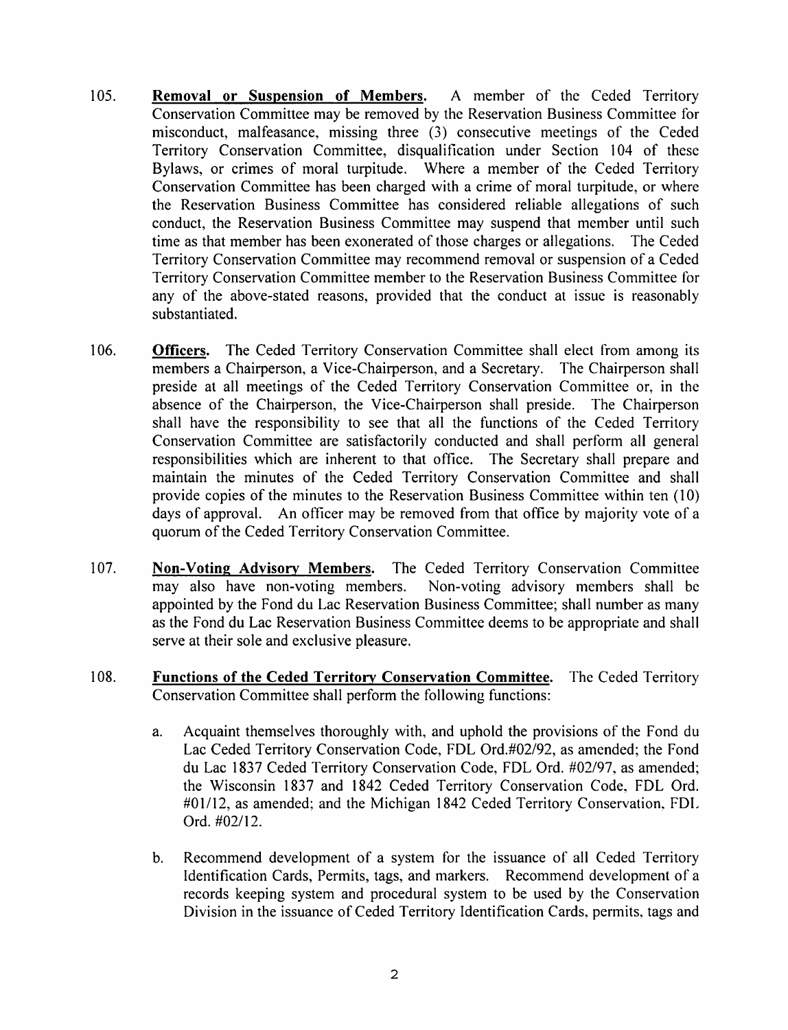105. **Removal or Suspension of Members.** A member of the Ceded Territory Conservation Committee may be removed by the Reservation Business Committee for misconduct, malfeasance, missing three (3) consecutive meetings of the Ceded Territory Conservation Committee, disqualification under Section 104 of these Bylaws, or crimes of moral turpitude. Where a member of the Ceded Territory Conservation Committee has been charged with a crime of moral turpitude, or where the Reservation Business Committee has considered reliable allegations of such conduct, the Reservation Business Committee may suspend that member until such time as that member has been exonerated of those charges or allegations. The Ceded Territory Conservation Committee may recommend removal or suspension of a Ceded Territory Conservation Committee member to the Reservation Business Committee for any of the above-stated reasons, provided that the conduct at issue is reasonably substantiated.

106. **Officers.** The Ceded Territory Conservation Committee shall elect from among its members a Chairperson, a Vice-Chairperson, and a Secretary. The Chairperson shall preside at all meetings of the Ceded Territory Conservation Committee or, in the absence of the Chairperson, the Vice-Chairperson shall preside. The Chairperson shall have the responsibility to see that all the functions of the Ceded Territory Conservation Committee are satisfactorily conducted and shall perform all general responsibilities which are inherent to that office. The Secretary shall prepare and maintain the minutes of the Ceded Territory Conservation Committee and shall provide copies of the minutes to the Reservation Business Committee within ten (10) days of approval. An officer may be removed from that office by majority vote of a quorum of the Ceded Territory Conservation Committee.

107. **Non-Voting Advisory Members.** The Ceded Territory Conservation Committee may also have non-voting members. Non-voting advisory members shall be appointed by the Fond du Lac Reservation Business Committee; shall number as many as the Fond du Lac Reservation Business Committee deems to be appropriate and shall serve at their sole and exclusive pleasure.

108. **Functions of the Ceded Territory Conservation Committee.** The Ceded Territory Conservation Committee shall perform the following functions:

    a. Acquaint themselves thoroughly with, and uphold the provisions of the Fond du Lac Ceded Territory Conservation Code, FDL Ord.#02/92, as amended; the Fond du Lac 1837 Ceded Territory Conservation Code, FDL Ord. #02/97, as amended; the Wisconsin 1837 and 1842 Ceded Territory Conservation Code, FDL Ord. #01/12, as amended; and the Michigan 1842 Ceded Territory Conservation, FDL Ord. #02/12.

    b. Recommend development of a system for the issuance of all Ceded Territory Identification Cards, Permits, tags, and markers. Recommend development of a records keeping system and procedural system to be used by the Conservation Division in the issuance of Ceded Territory Identification Cards, permits, tags and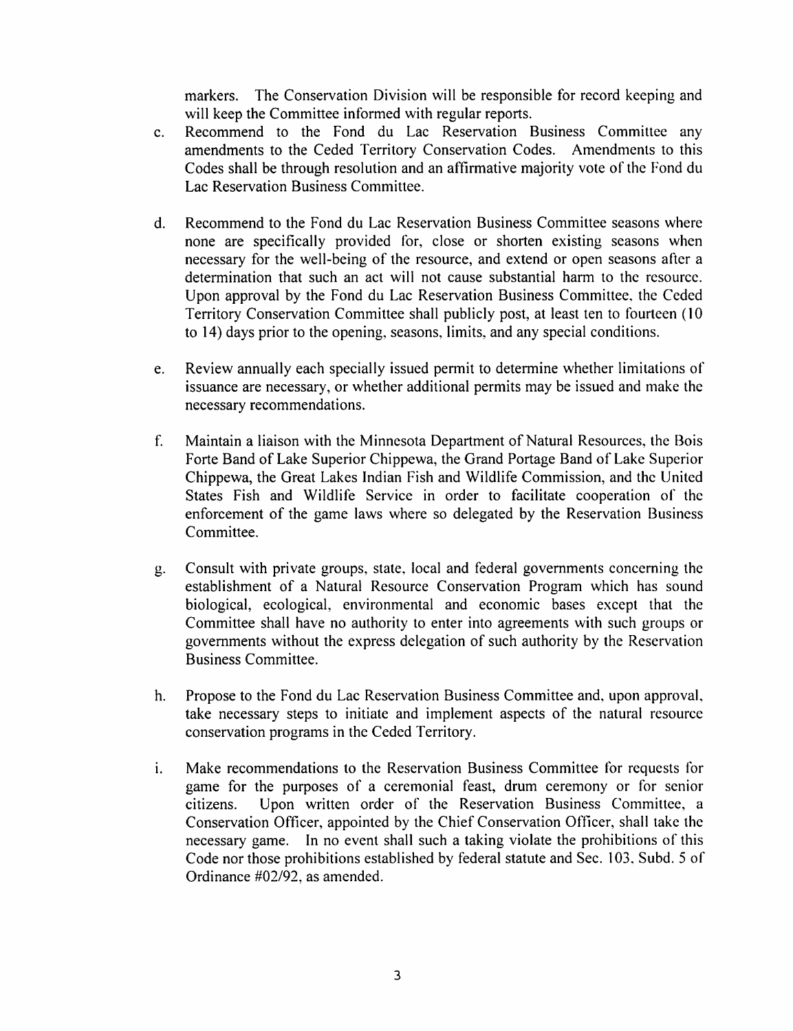markers. The Conservation Division will be responsible for record keeping and will keep the Committee informed with regular reports.

c. Recommend to the Fond du Lac Reservation Business Committee any amendments to the Ceded Territory Conservation Codes. Amendments to this Codes shall be through resolution and an affirmative majority vote of the Fond du Lac Reservation Business Committee.

d. Recommend to the Fond du Lac Reservation Business Committee seasons where none are specifically provided for, close or shorten existing seasons when necessary for the well-being of the resource, and extend or open seasons after a determination that such an act will not cause substantial harm to the resource. Upon approval by the Fond du Lac Reservation Business Committee, the Ceded Territory Conservation Committee shall publicly post, at least ten to fourteen (10 to 14) days prior to the opening, seasons, limits, and any special conditions.

e. Review annually each specially issued permit to determine whether limitations of issuance are necessary, or whether additional permits may be issued and make the necessary recommendations.

f. Maintain a liaison with the Minnesota Department of Natural Resources, the Bois Forte Band of Lake Superior Chippewa, the Grand Portage Band of Lake Superior Chippewa, the Great Lakes Indian Fish and Wildlife Commission, and the United States Fish and Wildlife Service in order to facilitate cooperation of the enforcement of the game laws where so delegated by the Reservation Business Committee.

g. Consult with private groups, state, local and federal governments concerning the establishment of a Natural Resource Conservation Program which has sound biological, ecological, environmental and economic bases except that the Committee shall have no authority to enter into agreements with such groups or governments without the express delegation of such authority by the Reservation Business Committee.

h. Propose to the Fond du Lac Reservation Business Committee and, upon approval, take necessary steps to initiate and implement aspects of the natural resource conservation programs in the Ceded Territory.

i. Make recommendations to the Reservation Business Committee for requests for game for the purposes of a ceremonial feast, drum ceremony or for senior citizens. Upon written order of the Reservation Business Committee, a Conservation Officer, appointed by the Chief Conservation Officer, shall take the necessary game. In no event shall such a taking violate the prohibitions of this Code nor those prohibitions established by federal statute and Sec. 103, Subd. 5 of Ordinance #02/92, as amended.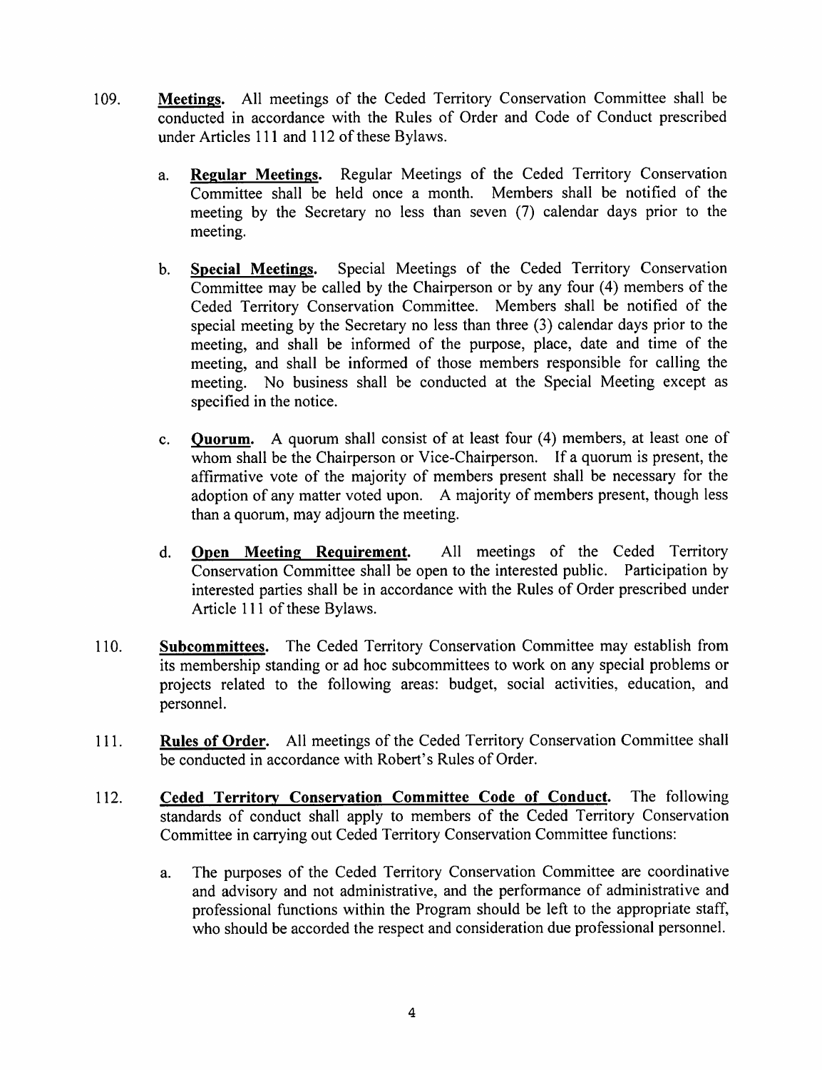109. **Meetings.** All meetings of the Ceded Territory Conservation Committee shall be conducted in accordance with the Rules of Order and Code of Conduct prescribed under Articles 111 and 112 of these Bylaws.

   a. **Regular Meetings.** Regular Meetings of the Ceded Territory Conservation Committee shall be held once a month. Members shall be notified of the meeting by the Secretary no less than seven (7) calendar days prior to the meeting.

   b. **Special Meetings.** Special Meetings of the Ceded Territory Conservation Committee may be called by the Chairperson or by any four (4) members of the Ceded Territory Conservation Committee. Members shall be notified of the special meeting by the Secretary no less than three (3) calendar days prior to the meeting, and shall be informed of the purpose, place, date and time of the meeting, and shall be informed of those members responsible for calling the meeting. No business shall be conducted at the Special Meeting except as specified in the notice.

   c. **Quorum.** A quorum shall consist of at least four (4) members, at least one of whom shall be the Chairperson or Vice-Chairperson. If a quorum is present, the affirmative vote of the majority of members present shall be necessary for the adoption of any matter voted upon. A majority of members present, though less than a quorum, may adjourn the meeting.

   d. **Open Meeting Requirement.** All meetings of the Ceded Territory Conservation Committee shall be open to the interested public. Participation by interested parties shall be in accordance with the Rules of Order prescribed under Article 111 of these Bylaws.

110. **Subcommittees.** The Ceded Territory Conservation Committee may establish from its membership standing or ad hoc subcommittees to work on any special problems or projects related to the following areas: budget, social activities, education, and personnel.

111. **Rules of Order.** All meetings of the Ceded Territory Conservation Committee shall be conducted in accordance with Robert's Rules of Order.

112. **Ceded Territory Conservation Committee Code of Conduct.** The following standards of conduct shall apply to members of the Ceded Territory Conservation Committee in carrying out Ceded Territory Conservation Committee functions:

   a. The purposes of the Ceded Territory Conservation Committee are coordinative and advisory and not administrative, and the performance of administrative and professional functions within the Program should be left to the appropriate staff, who should be accorded the respect and consideration due professional personnel.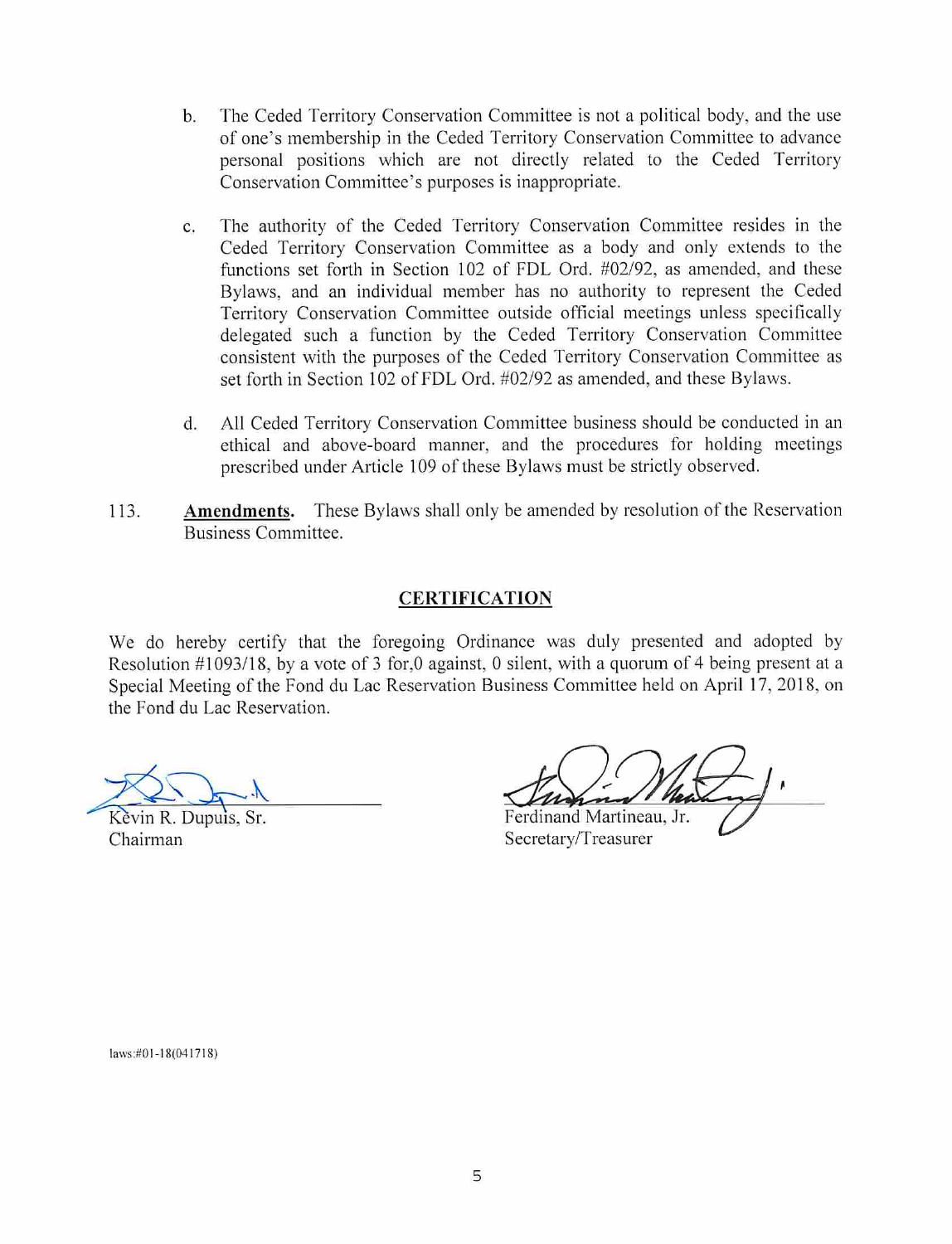b. The Ceded Territory Conservation Committee is not a political body, and the use of one's membership in the Ceded Territory Conservation Committee to advance personal positions which are not directly related to the Ceded Territory Conservation Committee's purposes is inappropriate.

c. The authority of the Ceded Territory Conservation Committee resides in the Ceded Territory Conservation Committee as a body and only extends to the functions set forth in Section 102 of FDL Ord. #02/92, as amended, and these Bylaws, and an individual member has no authority to represent the Ceded Territory Conservation Committee outside official meetings unless specifically delegated such a function by the Ceded Territory Conservation Committee consistent with the purposes of the Ceded Territory Conservation Committee as set forth in Section 102 of FDL Ord. #02/92 as amended, and these Bylaws.

d. All Ceded Territory Conservation Committee business should be conducted in an ethical and above-board manner, and the procedures for holding meetings prescribed under Article 109 of these Bylaws must be strictly observed.

113. **Amendments.** These Bylaws shall only be amended by resolution of the Reservation Business Committee.

## CERTIFICATION

We do hereby certify that the foregoing Ordinance was duly presented and adopted by Resolution #1093/18, by a vote of 3 for,0 against, 0 silent, with a quorum of 4 being present at a Special Meeting of the Fond du Lac Reservation Business Committee held on April 17, 2018, on the Fond du Lac Reservation.

Kevin R. Dupuis, Sr.
Chairman

Ferdinand Martineau, Jr.
Secretary/Treasurer

laws:#01-18(041718)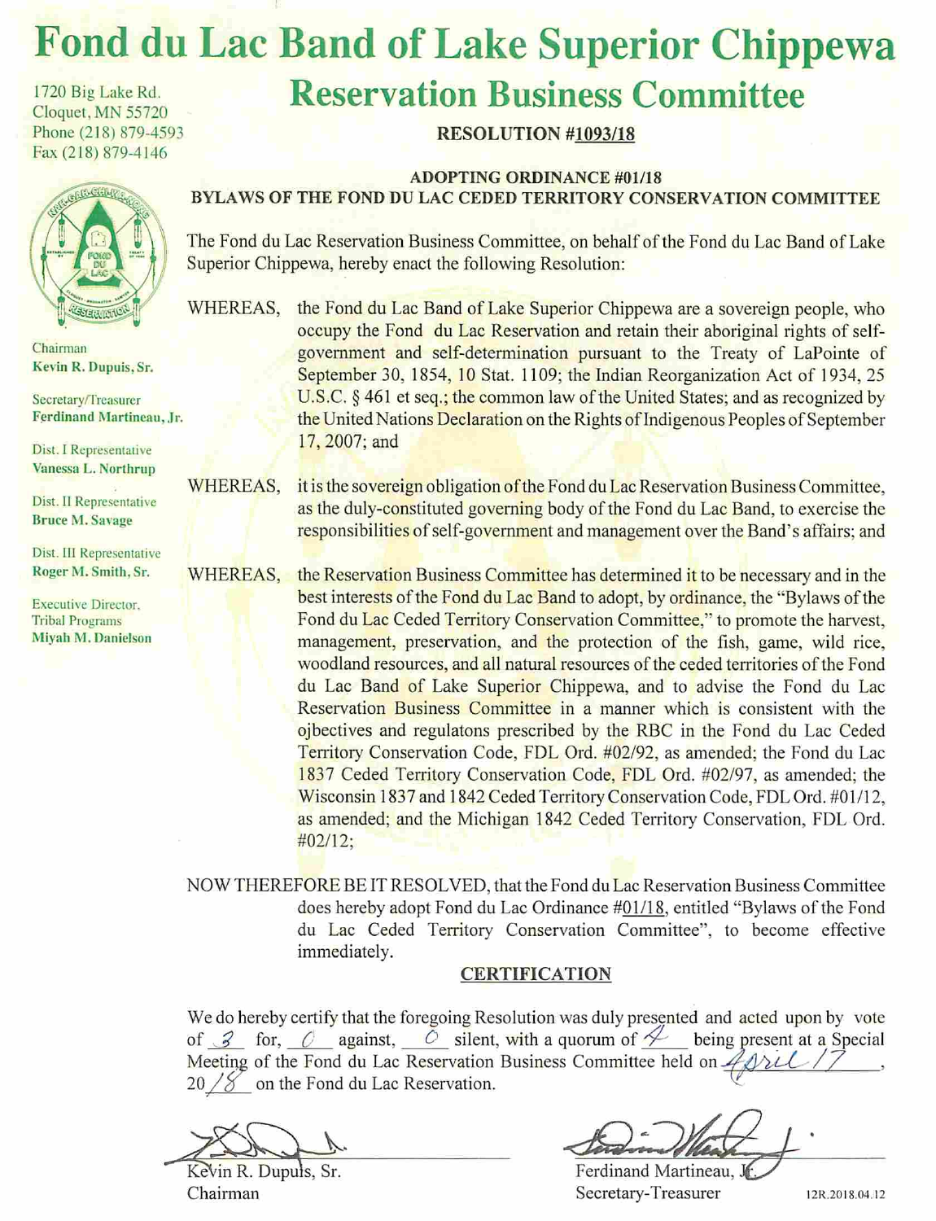# Fond du Lac Band of Lake Superior Chippewa

1720 Big Lake Rd.
Cloquet, MN 55720
Phone (218) 879-4593
Fax (218) 879-4146

## Reservation Business Committee

**RESOLUTION #1093/18**

Chairman
**Kevin R. Dupuis, Sr.**

Secretary/Treasurer
**Ferdinand Martineau, Jr.**

Dist. I Representative
**Vanessa L. Northrup**

Dist. II Representative
**Bruce M. Savage**

Dist. III Representative
**Roger M. Smith, Sr.**

Executive Director, Tribal Programs
**Miyah M. Danielson**

**ADOPTING ORDINANCE #01/18**
**BYLAWS OF THE FOND DU LAC CEDED TERRITORY CONSERVATION COMMITTEE**

The Fond du Lac Reservation Business Committee, on behalf of the Fond du Lac Band of Lake Superior Chippewa, hereby enact the following Resolution:

WHEREAS, the Fond du Lac Band of Lake Superior Chippewa are a sovereign people, who occupy the Fond du Lac Reservation and retain their aboriginal rights of self-government and self-determination pursuant to the Treaty of LaPointe of September 30, 1854, 10 Stat. 1109; the Indian Reorganization Act of 1934, 25 U.S.C. § 461 et seq.; the common law of the United States; and as recognized by the United Nations Declaration on the Rights of Indigenous Peoples of September 17, 2007; and

WHEREAS, it is the sovereign obligation of the Fond du Lac Reservation Business Committee, as the duly-constituted governing body of the Fond du Lac Band, to exercise the responsibilities of self-government and management over the Band's affairs; and

WHEREAS, the Reservation Business Committee has determined it to be necessary and in the best interests of the Fond du Lac Band to adopt, by ordinance, the "Bylaws of the Fond du Lac Ceded Territory Conservation Committee," to promote the harvest, management, preservation, and the protection of the fish, game, wild rice, woodland resources, and all natural resources of the ceded territories of the Fond du Lac Band of Lake Superior Chippewa, and to advise the Fond du Lac Reservation Business Committee in a manner which is consistent with the ojbectives and regulatons prescribed by the RBC in the Fond du Lac Ceded Territory Conservation Code, FDL Ord. #02/92, as amended; the Fond du Lac 1837 Ceded Territory Conservation Code, FDL Ord. #02/97, as amended; the Wisconsin 1837 and 1842 Ceded Territory Conservation Code, FDL Ord. #01/12, as amended; and the Michigan 1842 Ceded Territory Conservation, FDL Ord. #02/12;

NOW THEREFORE BE IT RESOLVED, that the Fond du Lac Reservation Business Committee does hereby adopt Fond du Lac Ordinance #01/18, entitled "Bylaws of the Fond du Lac Ceded Territory Conservation Committee", to become effective immediately.

**CERTIFICATION**

We do hereby certify that the foregoing Resolution was duly presented and acted upon by vote of 3 for, 0 against, 0 silent, with a quorum of 4 being present at a Special Meeting of the Fond du Lac Reservation Business Committee held on April 17, 2018 on the Fond du Lac Reservation.

Kevin R. Dupuis, Sr.
Chairman

Ferdinand Martineau, Jr.
Secretary-Treasurer

12R.2018.04.12